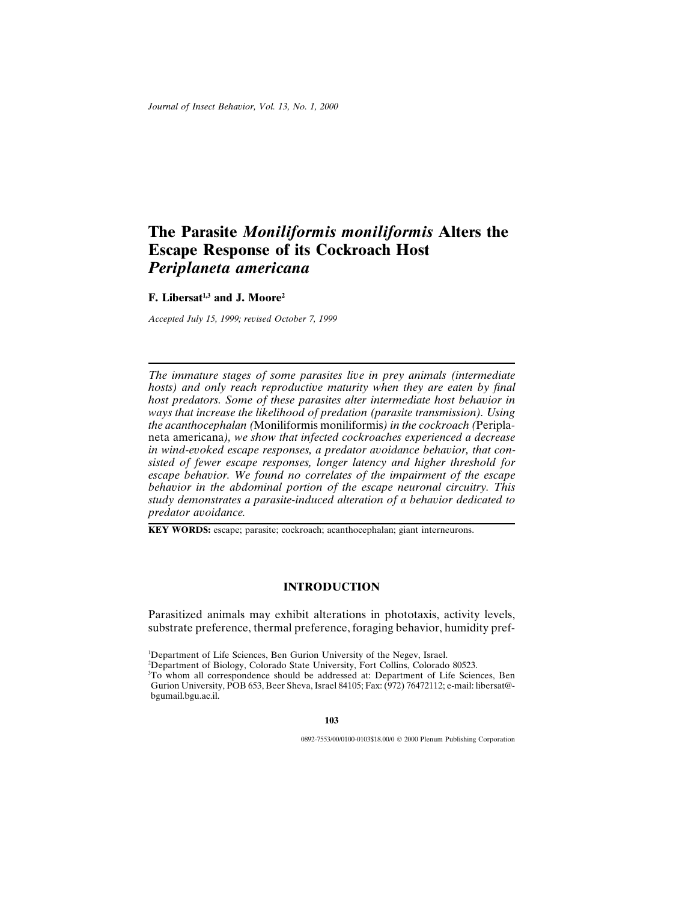# The Parasite *Moniliformis moniliformis* Alters the Escape Response of its Cockroach Host *Periplaneta americana*

**F. Libersat[1,3] and J. Moore[2]**

*Accepted July 15, 1999; revised October 7, 1999*

---

*The immature stages of some parasites live in prey animals (intermediate hosts) and only reach reproductive maturity when they are eaten by final host predators. Some of these parasites alter intermediate host behavior in ways that increase the likelihood of predation (parasite transmission). Using the acanthocephalan (*Moniliformis moniliformis*) in the cockroach (*Periplaneta americana*), we show that infected cockroaches experienced a decrease in wind-evoked escape responses, a predator avoidance behavior, that consisted of fewer escape responses, longer latency and higher threshold for escape behavior. We found no correlates of the impairment of the escape behavior in the abdominal portion of the escape neuronal circuitry. This study demonstrates a parasite-induced alteration of a behavior dedicated to predator avoidance.*

---

**KEY WORDS:** escape; parasite; cockroach; acanthocephalan; giant interneurons.

## INTRODUCTION

Parasitized animals may exhibit alterations in phototaxis, activity levels, substrate preference, thermal preference, foraging behavior, humidity pref-

[1]Department of Life Sciences, Ben Gurion University of the Negev, Israel.
[2]Department of Biology, Colorado State University, Fort Collins, Colorado 80523.
[3]To whom all correspondence should be addressed at: Department of Life Sciences, Ben Gurion University, POB 653, Beer Sheva, Israel 84105; Fax: (972) 76472112; e-mail: libersat@-bgumail.bgu.ac.il.

0892-7553/00/0100-0103$18.00/0 © 2000 Plenum Publishing Corporation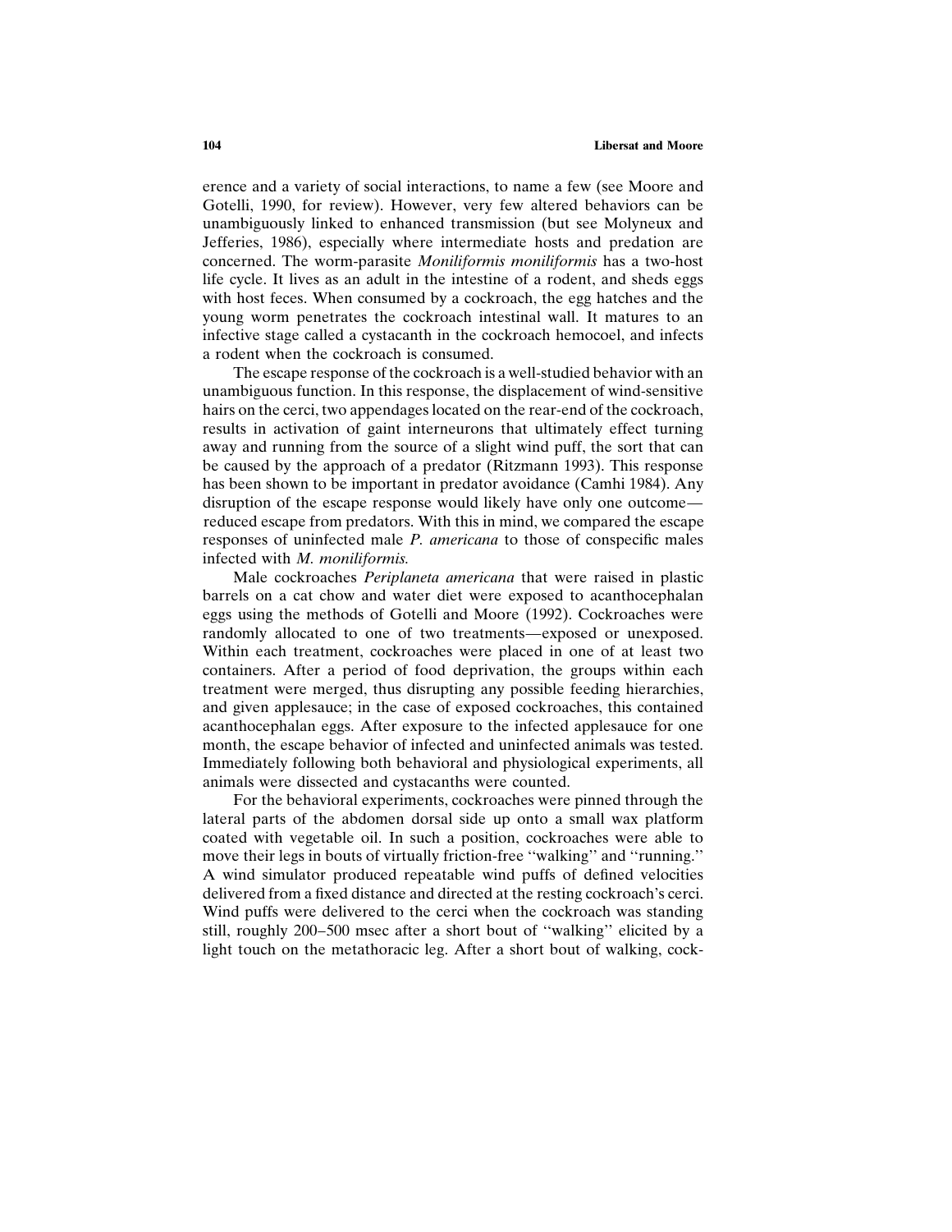erence and a variety of social interactions, to name a few (see Moore and Gotelli, 1990, for review). However, very few altered behaviors can be unambiguously linked to enhanced transmission (but see Molyneux and Jefferies, 1986), especially where intermediate hosts and predation are concerned. The worm-parasite *Moniliformis moniliformis* has a two-host life cycle. It lives as an adult in the intestine of a rodent, and sheds eggs with host feces. When consumed by a cockroach, the egg hatches and the young worm penetrates the cockroach intestinal wall. It matures to an infective stage called a cystacanth in the cockroach hemocoel, and infects a rodent when the cockroach is consumed.

The escape response of the cockroach is a well-studied behavior with an unambiguous function. In this response, the displacement of wind-sensitive hairs on the cerci, two appendages located on the rear-end of the cockroach, results in activation of gaint interneurons that ultimately effect turning away and running from the source of a slight wind puff, the sort that can be caused by the approach of a predator (Ritzmann 1993). This response has been shown to be important in predator avoidance (Camhi 1984). Any disruption of the escape response would likely have only one outcome—reduced escape from predators. With this in mind, we compared the escape responses of uninfected male *P. americana* to those of conspecific males infected with *M. moniliformis.*

Male cockroaches *Periplaneta americana* that were raised in plastic barrels on a cat chow and water diet were exposed to acanthocephalan eggs using the methods of Gotelli and Moore (1992). Cockroaches were randomly allocated to one of two treatments—exposed or unexposed. Within each treatment, cockroaches were placed in one of at least two containers. After a period of food deprivation, the groups within each treatment were merged, thus disrupting any possible feeding hierarchies, and given applesauce; in the case of exposed cockroaches, this contained acanthocephalan eggs. After exposure to the infected applesauce for one month, the escape behavior of infected and uninfected animals was tested. Immediately following both behavioral and physiological experiments, all animals were dissected and cystacanths were counted.

For the behavioral experiments, cockroaches were pinned through the lateral parts of the abdomen dorsal side up onto a small wax platform coated with vegetable oil. In such a position, cockroaches were able to move their legs in bouts of virtually friction-free "walking" and "running." A wind simulator produced repeatable wind puffs of defined velocities delivered from a fixed distance and directed at the resting cockroach's cerci. Wind puffs were delivered to the cerci when the cockroach was standing still, roughly 200–500 msec after a short bout of "walking" elicited by a light touch on the metathoracic leg. After a short bout of walking, cock-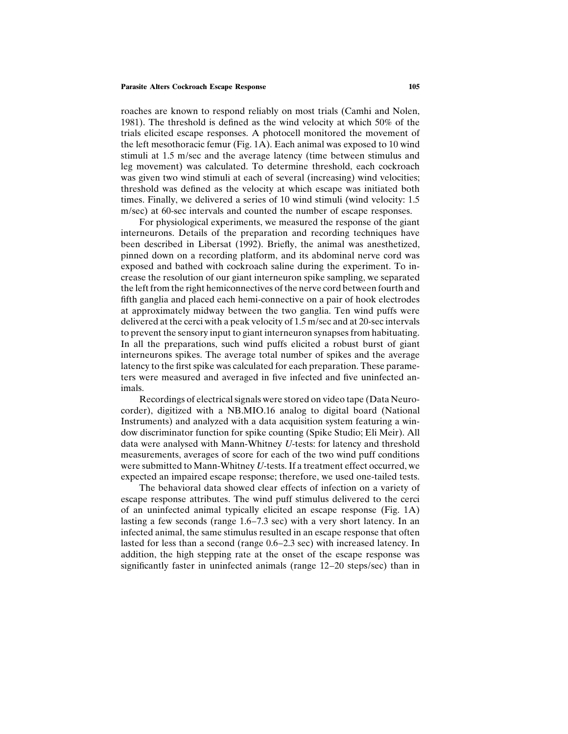roaches are known to respond reliably on most trials (Camhi and Nolen, 1981). The threshold is defined as the wind velocity at which 50% of the trials elicited escape responses. A photocell monitored the movement of the left mesothoracic femur (Fig. 1A). Each animal was exposed to 10 wind stimuli at 1.5 m/sec and the average latency (time between stimulus and leg movement) was calculated. To determine threshold, each cockroach was given two wind stimuli at each of several (increasing) wind velocities; threshold was defined as the velocity at which escape was initiated both times. Finally, we delivered a series of 10 wind stimuli (wind velocity: 1.5 m/sec) at 60-sec intervals and counted the number of escape responses.

For physiological experiments, we measured the response of the giant interneurons. Details of the preparation and recording techniques have been described in Libersat (1992). Briefly, the animal was anesthetized, pinned down on a recording platform, and its abdominal nerve cord was exposed and bathed with cockroach saline during the experiment. To increase the resolution of our giant interneuron spike sampling, we separated the left from the right hemiconnectives of the nerve cord between fourth and fifth ganglia and placed each hemi-connective on a pair of hook electrodes at approximately midway between the two ganglia. Ten wind puffs were delivered at the cerci with a peak velocity of 1.5 m/sec and at 20-sec intervals to prevent the sensory input to giant interneuron synapses from habituating. In all the preparations, such wind puffs elicited a robust burst of giant interneurons spikes. The average total number of spikes and the average latency to the first spike was calculated for each preparation. These parameters were measured and averaged in five infected and five uninfected animals.

Recordings of electrical signals were stored on video tape (Data Neurocorder), digitized with a NB.MIO.16 analog to digital board (National Instruments) and analyzed with a data acquisition system featuring a window discriminator function for spike counting (Spike Studio; Eli Meir). All data were analysed with Mann-Whitney *U*-tests: for latency and threshold measurements, averages of score for each of the two wind puff conditions were submitted to Mann-Whitney *U*-tests. If a treatment effect occurred, we expected an impaired escape response; therefore, we used one-tailed tests.

The behavioral data showed clear effects of infection on a variety of escape response attributes. The wind puff stimulus delivered to the cerci of an uninfected animal typically elicited an escape response (Fig. 1A) lasting a few seconds (range 1.6–7.3 sec) with a very short latency. In an infected animal, the same stimulus resulted in an escape response that often lasted for less than a second (range 0.6–2.3 sec) with increased latency. In addition, the high stepping rate at the onset of the escape response was significantly faster in uninfected animals (range 12–20 steps/sec) than in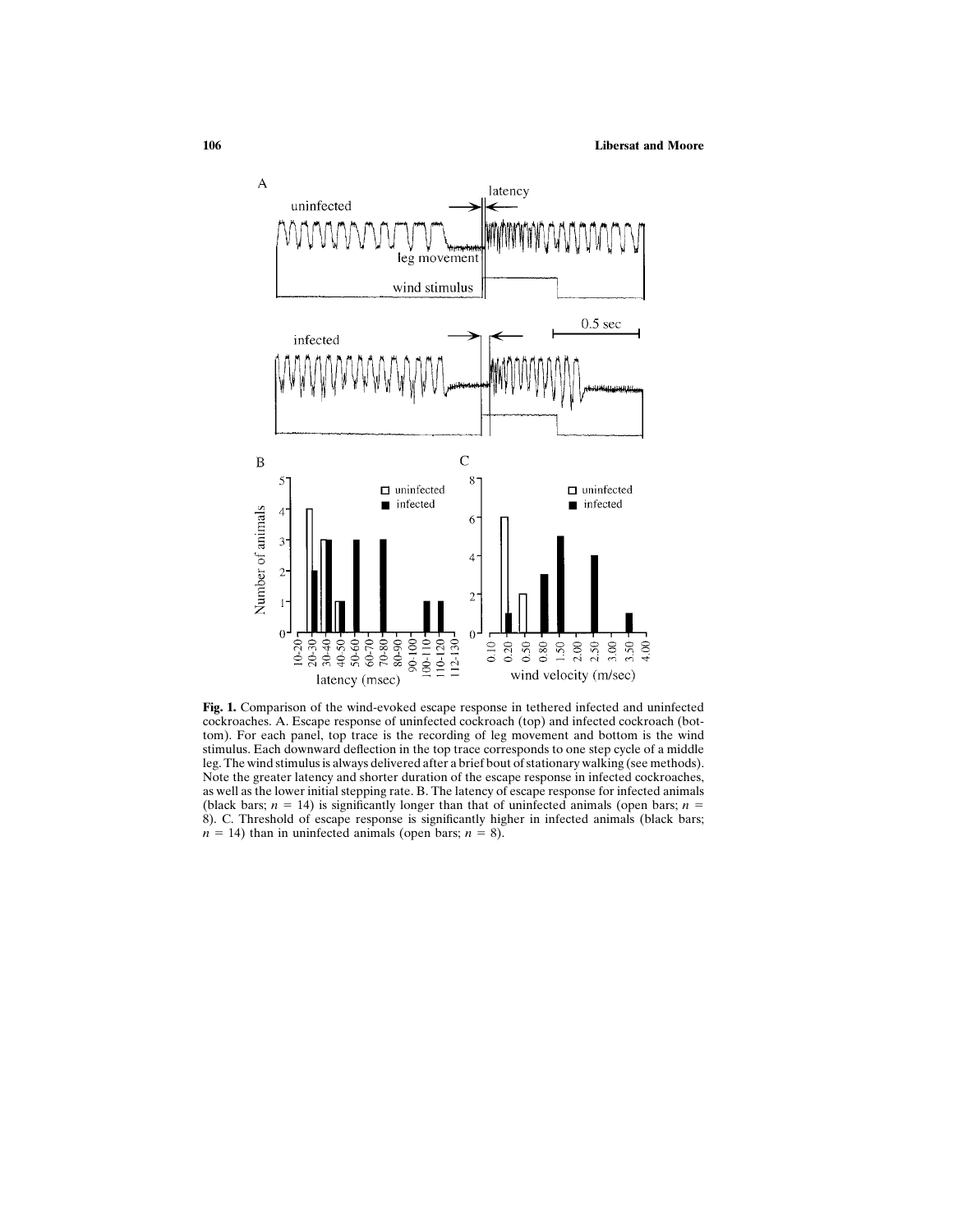**Fig. 1.** Comparison of the wind-evoked escape response in tethered infected and uninfected cockroaches. A. Escape response of uninfected cockroach (top) and infected cockroach (bottom). For each panel, top trace is the recording of leg movement and bottom is the wind stimulus. Each downward deflection in the top trace corresponds to one step cycle of a middle leg. The wind stimulus is always delivered after a brief bout of stationary walking (see methods). Note the greater latency and shorter duration of the escape response in infected cockroaches, as well as the lower initial stepping rate. B. The latency of escape response for infected animals (black bars; $n = 14$) is significantly longer than that of uninfected animals (open bars; $n = 8$). C. Threshold of escape response is significantly higher in infected animals (black bars; $n = 14$) than in uninfected animals (open bars; $n = 8$).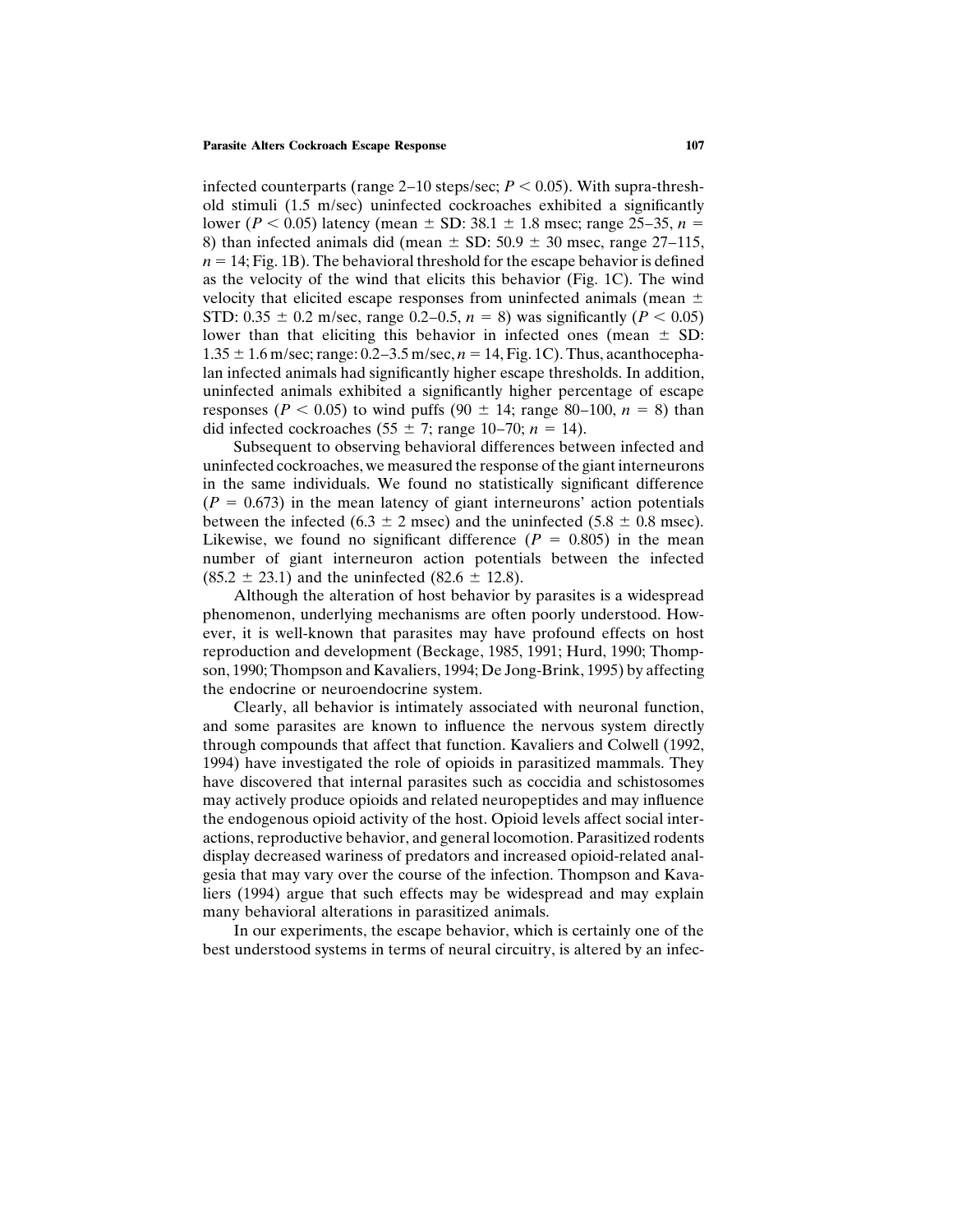infected counterparts (range 2–10 steps/sec; $P < 0.05$). With supra-threshold stimuli (1.5 m/sec) uninfected cockroaches exhibited a significantly lower ($P < 0.05$) latency (mean ± SD: 38.1 ± 1.8 msec; range 25–35, $n$ = 8) than infected animals did (mean ± SD: 50.9 ± 30 msec, range 27–115, $n$ = 14; Fig. 1B). The behavioral threshold for the escape behavior is defined as the velocity of the wind that elicits this behavior (Fig. 1C). The wind velocity that elicited escape responses from uninfected animals (mean ± STD: 0.35 ± 0.2 m/sec, range 0.2–0.5, $n$ = 8) was significantly ($P < 0.05$) lower than that eliciting this behavior in infected ones (mean ± SD: 1.35 ± 1.6 m/sec; range: 0.2–3.5 m/sec, $n$ = 14, Fig. 1C). Thus, acanthocephalan infected animals had significantly higher escape thresholds. In addition, uninfected animals exhibited a significantly higher percentage of escape responses ($P < 0.05$) to wind puffs (90 ± 14; range 80–100, $n$ = 8) than did infected cockroaches (55 ± 7; range 10–70; $n$ = 14).

Subsequent to observing behavioral differences between infected and uninfected cockroaches, we measured the response of the giant interneurons in the same individuals. We found no statistically significant difference ($P$ = 0.673) in the mean latency of giant interneurons' action potentials between the infected (6.3 ± 2 msec) and the uninfected (5.8 ± 0.8 msec). Likewise, we found no significant difference ($P$ = 0.805) in the mean number of giant interneuron action potentials between the infected (85.2 ± 23.1) and the uninfected (82.6 ± 12.8).

Although the alteration of host behavior by parasites is a widespread phenomenon, underlying mechanisms are often poorly understood. However, it is well-known that parasites may have profound effects on host reproduction and development (Beckage, 1985, 1991; Hurd, 1990; Thompson, 1990; Thompson and Kavaliers, 1994; De Jong-Brink, 1995) by affecting the endocrine or neuroendocrine system.

Clearly, all behavior is intimately associated with neuronal function, and some parasites are known to influence the nervous system directly through compounds that affect that function. Kavaliers and Colwell (1992, 1994) have investigated the role of opioids in parasitized mammals. They have discovered that internal parasites such as coccidia and schistosomes may actively produce opioids and related neuropeptides and may influence the endogenous opioid activity of the host. Opioid levels affect social interactions, reproductive behavior, and general locomotion. Parasitized rodents display decreased wariness of predators and increased opioid-related analgesia that may vary over the course of the infection. Thompson and Kavaliers (1994) argue that such effects may be widespread and may explain many behavioral alterations in parasitized animals.

In our experiments, the escape behavior, which is certainly one of the best understood systems in terms of neural circuitry, is altered by an infec-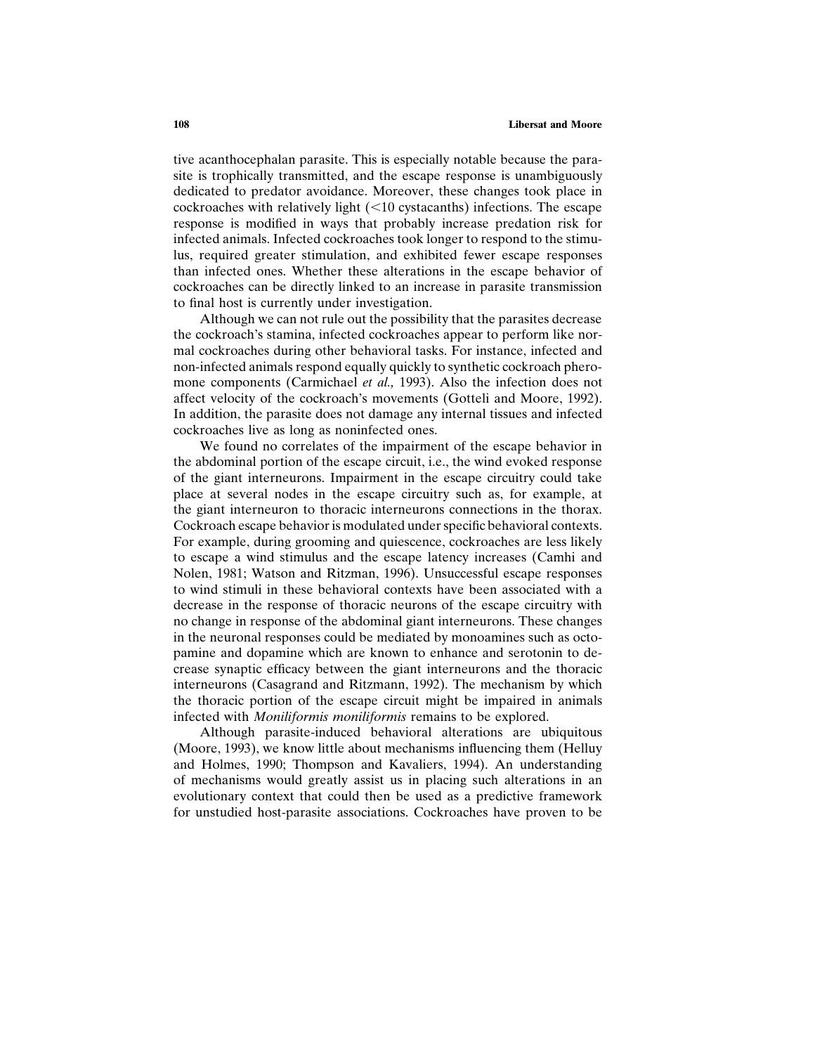tive acanthocephalan parasite. This is especially notable because the parasite is trophically transmitted, and the escape response is unambiguously dedicated to predator avoidance. Moreover, these changes took place in cockroaches with relatively light (<10 cystacanths) infections. The escape response is modified in ways that probably increase predation risk for infected animals. Infected cockroaches took longer to respond to the stimulus, required greater stimulation, and exhibited fewer escape responses than infected ones. Whether these alterations in the escape behavior of cockroaches can be directly linked to an increase in parasite transmission to final host is currently under investigation.

Although we can not rule out the possibility that the parasites decrease the cockroach's stamina, infected cockroaches appear to perform like normal cockroaches during other behavioral tasks. For instance, infected and non-infected animals respond equally quickly to synthetic cockroach pheromone components (Carmichael *et al.,* 1993). Also the infection does not affect velocity of the cockroach's movements (Gotteli and Moore, 1992). In addition, the parasite does not damage any internal tissues and infected cockroaches live as long as noninfected ones.

We found no correlates of the impairment of the escape behavior in the abdominal portion of the escape circuit, i.e., the wind evoked response of the giant interneurons. Impairment in the escape circuitry could take place at several nodes in the escape circuitry such as, for example, at the giant interneuron to thoracic interneurons connections in the thorax. Cockroach escape behavior is modulated under specific behavioral contexts. For example, during grooming and quiescence, cockroaches are less likely to escape a wind stimulus and the escape latency increases (Camhi and Nolen, 1981; Watson and Ritzman, 1996). Unsuccessful escape responses to wind stimuli in these behavioral contexts have been associated with a decrease in the response of thoracic neurons of the escape circuitry with no change in response of the abdominal giant interneurons. These changes in the neuronal responses could be mediated by monoamines such as octopamine and dopamine which are known to enhance and serotonin to decrease synaptic efficacy between the giant interneurons and the thoracic interneurons (Casagrand and Ritzmann, 1992). The mechanism by which the thoracic portion of the escape circuit might be impaired in animals infected with *Moniliformis moniliformis* remains to be explored.

Although parasite-induced behavioral alterations are ubiquitous (Moore, 1993), we know little about mechanisms influencing them (Helluy and Holmes, 1990; Thompson and Kavaliers, 1994). An understanding of mechanisms would greatly assist us in placing such alterations in an evolutionary context that could then be used as a predictive framework for unstudied host-parasite associations. Cockroaches have proven to be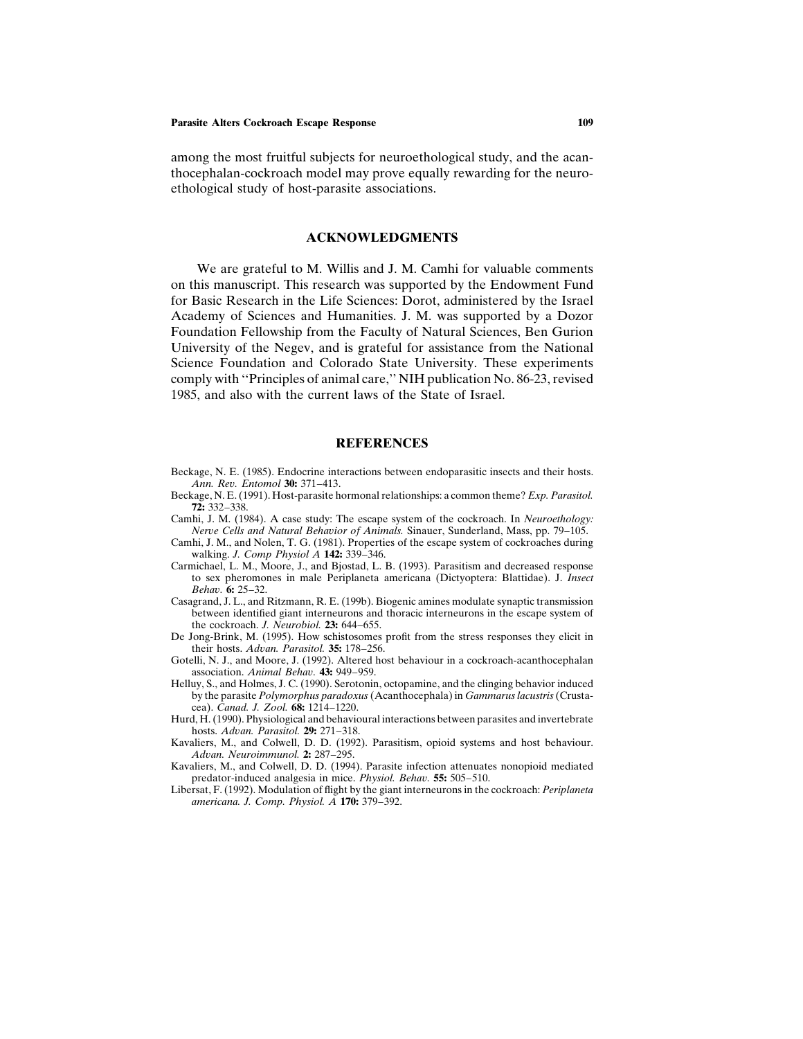among the most fruitful subjects for neuroethological study, and the acanthocephalan-cockroach model may prove equally rewarding for the neuroethological study of host-parasite associations.

## ACKNOWLEDGMENTS

We are grateful to M. Willis and J. M. Camhi for valuable comments on this manuscript. This research was supported by the Endowment Fund for Basic Research in the Life Sciences: Dorot, administered by the Israel Academy of Sciences and Humanities. J. M. was supported by a Dozor Foundation Fellowship from the Faculty of Natural Sciences, Ben Gurion University of the Negev, and is grateful for assistance from the National Science Foundation and Colorado State University. These experiments comply with ''Principles of animal care,'' NIH publication No. 86-23, revised 1985, and also with the current laws of the State of Israel.

## REFERENCES

Beckage, N. E. (1985). Endocrine interactions between endoparasitic insects and their hosts. *Ann. Rev. Entomol* **30:** 371–413.

Beckage, N. E. (1991). Host-parasite hormonal relationships: a common theme? *Exp. Parasitol.* **72:** 332–338.

Camhi, J. M. (1984). A case study: The escape system of the cockroach. In *Neuroethology: Nerve Cells and Natural Behavior of Animals.* Sinauer, Sunderland, Mass, pp. 79–105.

Camhi, J. M., and Nolen, T. G. (1981). Properties of the escape system of cockroaches during walking. *J. Comp Physiol A* **142:** 339–346.

Carmichael, L. M., Moore, J., and Bjostad, L. B. (1993). Parasitism and decreased response to sex pheromones in male Periplaneta americana (Dictyoptera: Blattidae). J. *Insect Behav.* **6:** 25–32.

Casagrand, J. L., and Ritzmann, R. E. (199b). Biogenic amines modulate synaptic transmission between identified giant interneurons and thoracic interneurons in the escape system of the cockroach. *J. Neurobiol.* **23:** 644–655.

De Jong-Brink, M. (1995). How schistosomes profit from the stress responses they elicit in their hosts. *Advan. Parasitol.* **35:** 178–256.

Gotelli, N. J., and Moore, J. (1992). Altered host behaviour in a cockroach-acanthocephalan association. *Animal Behav.* **43:** 949–959.

Helluy, S., and Holmes, J. C. (1990). Serotonin, octopamine, and the clinging behavior induced by the parasite *Polymorphus paradoxus* (Acanthocephala) in *Gammarus lacustris* (Crustacea). *Canad. J. Zool.* **68:** 1214–1220.

Hurd, H. (1990). Physiological and behavioural interactions between parasites and invertebrate hosts. *Advan. Parasitol.* **29:** 271–318.

Kavaliers, M., and Colwell, D. D. (1992). Parasitism, opioid systems and host behaviour. *Advan. Neuroimmunol.* **2:** 287–295.

Kavaliers, M., and Colwell, D. D. (1994). Parasite infection attenuates nonopioid mediated predator-induced analgesia in mice. *Physiol. Behav.* **55:** 505–510.

Libersat, F. (1992). Modulation of flight by the giant interneurons in the cockroach: *Periplaneta americana. J. Comp. Physiol. A* **170:** 379–392.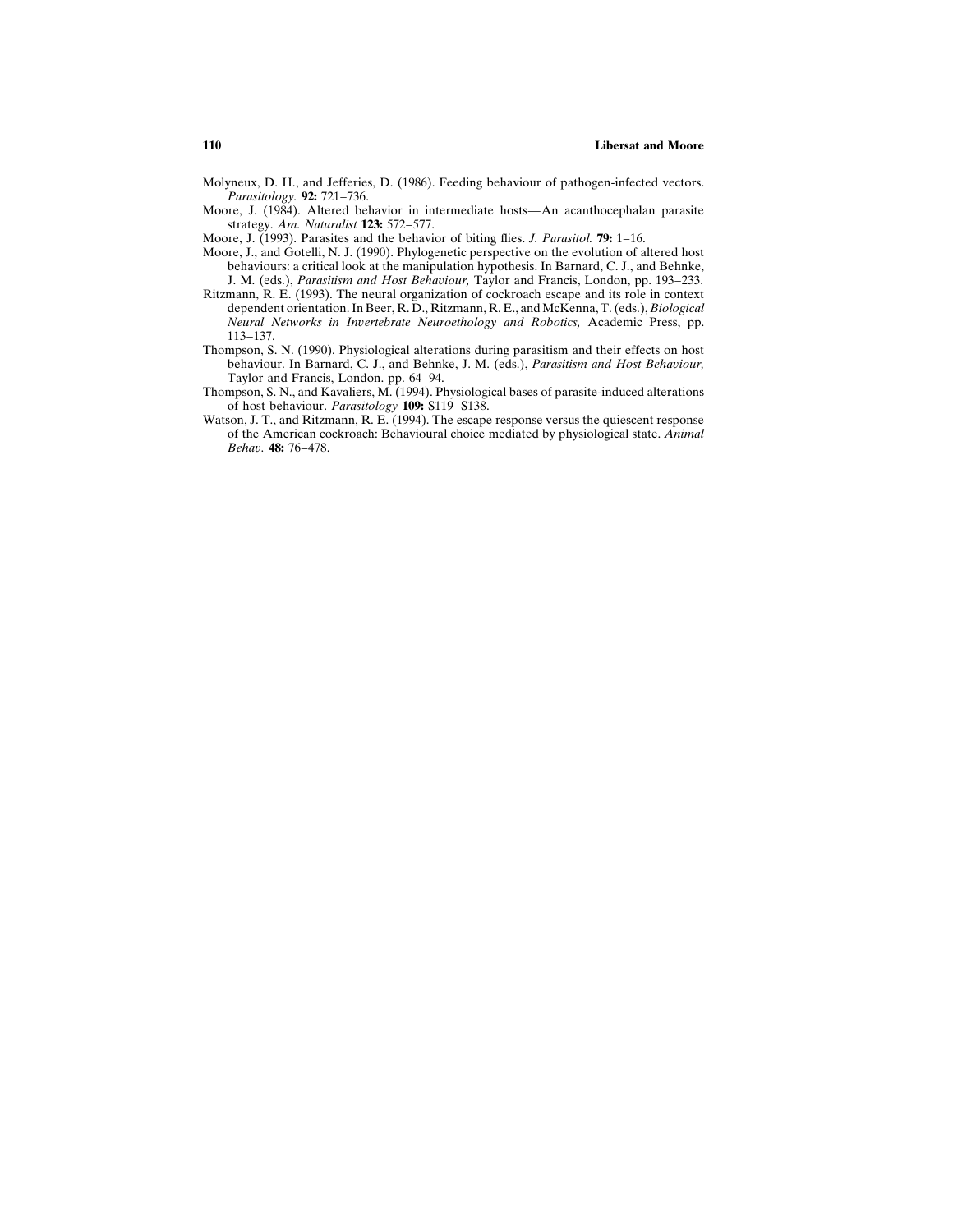Molyneux, D. H., and Jefferies, D. (1986). Feeding behaviour of pathogen-infected vectors. *Parasitology.* **92:** 721–736.

Moore, J. (1984). Altered behavior in intermediate hosts—An acanthocephalan parasite strategy. *Am. Naturalist* **123:** 572–577.

Moore, J. (1993). Parasites and the behavior of biting flies. *J. Parasitol.* **79:** 1–16.

Moore, J., and Gotelli, N. J. (1990). Phylogenetic perspective on the evolution of altered host behaviours: a critical look at the manipulation hypothesis. In Barnard, C. J., and Behnke, J. M. (eds.), *Parasitism and Host Behaviour,* Taylor and Francis, London, pp. 193–233.

Ritzmann, R. E. (1993). The neural organization of cockroach escape and its role in context dependent orientation. In Beer, R. D., Ritzmann, R. E., and McKenna, T. (eds.), *Biological Neural Networks in Invertebrate Neuroethology and Robotics,* Academic Press, pp. 113–137.

Thompson, S. N. (1990). Physiological alterations during parasitism and their effects on host behaviour. In Barnard, C. J., and Behnke, J. M. (eds.), *Parasitism and Host Behaviour,* Taylor and Francis, London. pp. 64–94.

Thompson, S. N., and Kavaliers, M. (1994). Physiological bases of parasite-induced alterations of host behaviour. *Parasitology* **109:** S119–S138.

Watson, J. T., and Ritzmann, R. E. (1994). The escape response versus the quiescent response of the American cockroach: Behavioural choice mediated by physiological state. *Animal Behav.* **48:** 76–478.